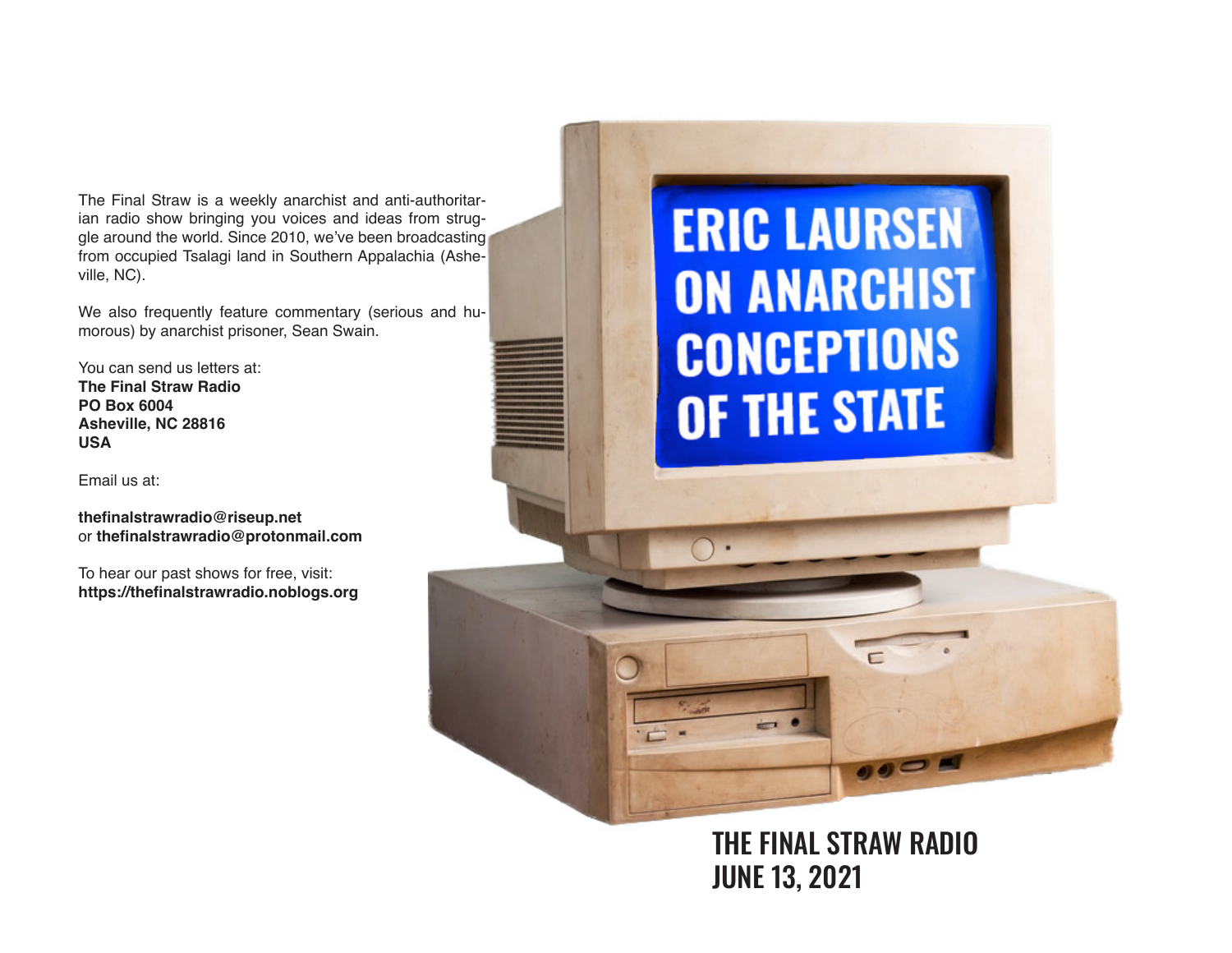# ERIC LAURSEN ON ANARCHIST CONCEPTIONS OF THE STATE

THE FINAL STRAW RADIO
JUNE 13, 2021

The Final Straw is a weekly anarchist and anti-authoritarian radio show bringing you voices and ideas from struggle around the world. Since 2010, we've been broadcasting from occupied Tsalagi land in Southern Appalachia (Asheville, NC).

We also frequently feature commentary (serious and humorous) by anarchist prisoner, Sean Swain.

You can send us letters at:
**The Final Straw Radio**
**PO Box 6004**
**Asheville, NC 28816**
**USA**

Email us at:

**thefinalstrawradio@riseup.net**
or **thefinalstrawradio@protonmail.com**

To hear our past shows for free, visit:
**https://thefinalstrawradio.noblogs.org**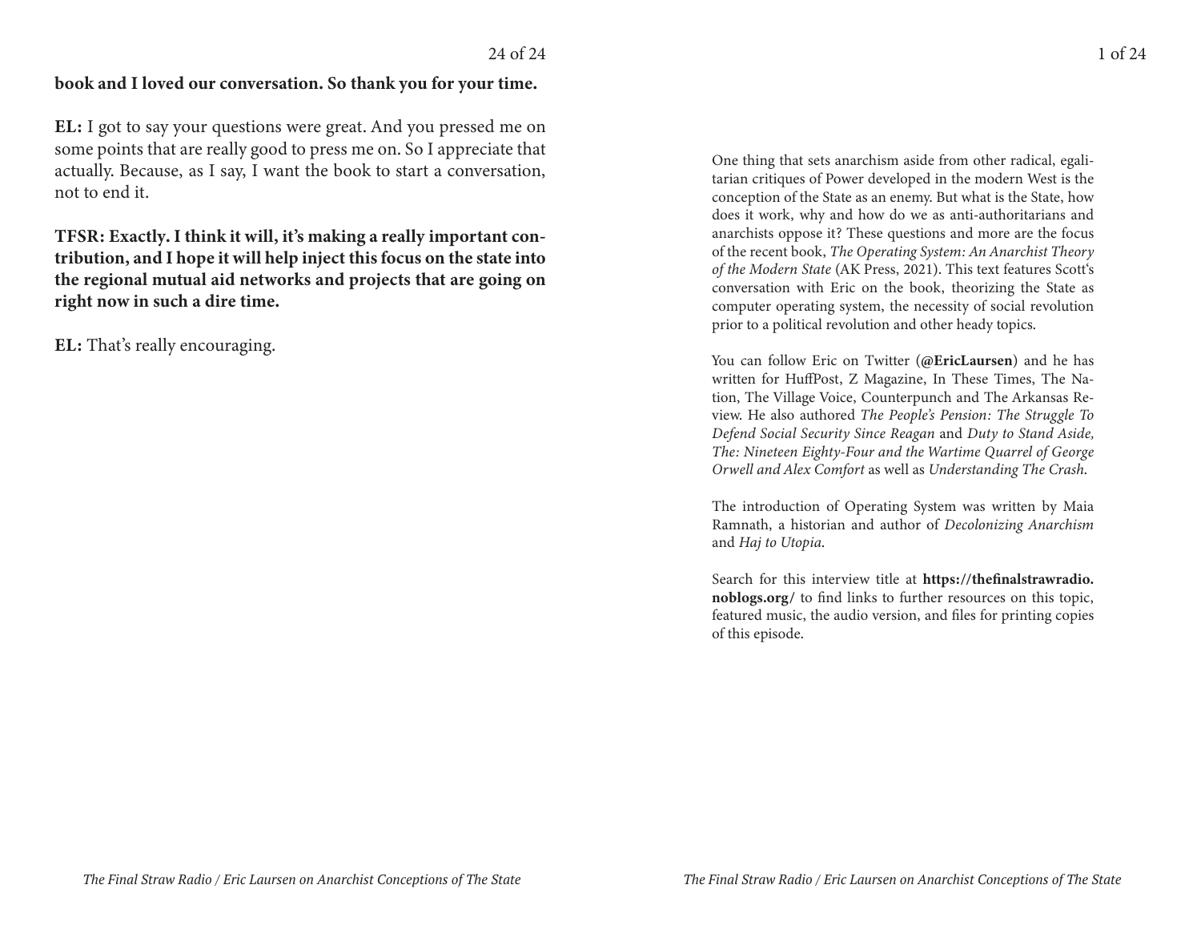**book and I loved our conversation. So thank you for your time.**

**EL:** I got to say your questions were great. And you pressed me on some points that are really good to press me on. So I appreciate that actually. Because, as I say, I want the book to start a conversation, not to end it.

**TFSR: Exactly. I think it will, it's making a really important contribution, and I hope it will help inject this focus on the state into the regional mutual aid networks and projects that are going on right now in such a dire time.**

**EL:** That's really encouraging.

One thing that sets anarchism aside from other radical, egalitarian critiques of Power developed in the modern West is the conception of the State as an enemy. But what is the State, how does it work, why and how do we as anti-authoritarians and anarchists oppose it? These questions and more are the focus of the recent book, *The Operating System: An Anarchist Theory of the Modern State* (AK Press, 2021). This text features Scott's conversation with Eric on the book, theorizing the State as computer operating system, the necessity of social revolution prior to a political revolution and other heady topics.

You can follow Eric on Twitter (**@EricLaursen**) and he has written for HuffPost, Z Magazine, In These Times, The Nation, The Village Voice, Counterpunch and The Arkansas Review. He also authored *The People's Pension: The Struggle To Defend Social Security Since Reagan* and *Duty to Stand Aside, The: Nineteen Eighty-Four and the Wartime Quarrel of George Orwell and Alex Comfort* as well as *Understanding The Crash*.

The introduction of Operating System was written by Maia Ramnath, a historian and author of *Decolonizing Anarchism* and *Haj to Utopia*.

Search for this interview title at **https://thefinalstrawradio.noblogs.org/** to find links to further resources on this topic, featured music, the audio version, and files for printing copies of this episode.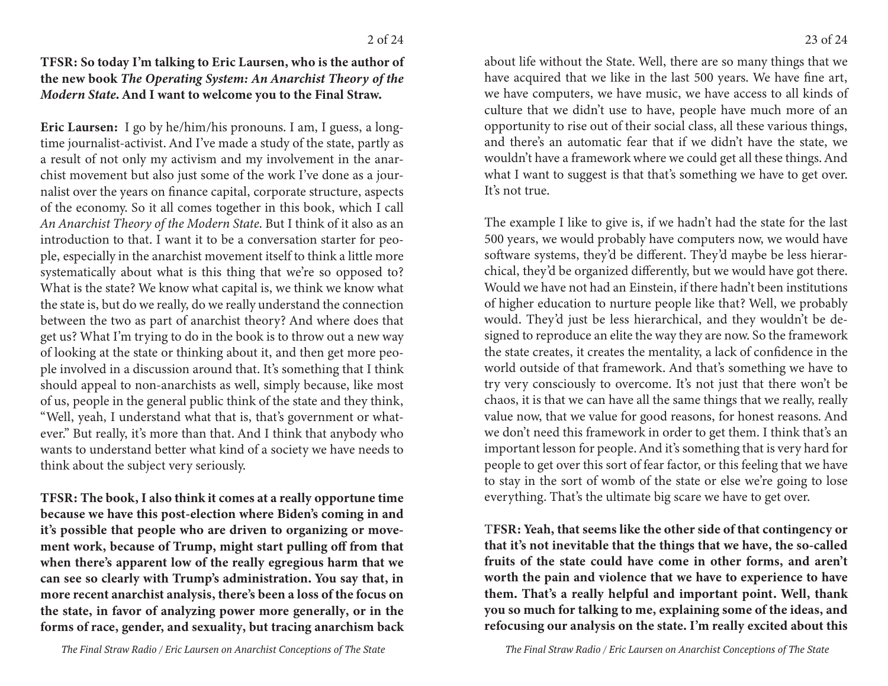**TFSR: So today I'm talking to Eric Laursen, who is the author of the new book *The Operating System: An Anarchist Theory of the Modern State*. And I want to welcome you to the Final Straw.**

**Eric Laursen:** I go by he/him/his pronouns. I am, I guess, a longtime journalist-activist. And I've made a study of the state, partly as a result of not only my activism and my involvement in the anarchist movement but also just some of the work I've done as a journalist over the years on finance capital, corporate structure, aspects of the economy. So it all comes together in this book, which I call *An Anarchist Theory of the Modern State*. But I think of it also as an introduction to that. I want it to be a conversation starter for people, especially in the anarchist movement itself to think a little more systematically about what is this thing that we're so opposed to? What is the state? We know what capital is, we think we know what the state is, but do we really, do we really understand the connection between the two as part of anarchist theory? And where does that get us? What I'm trying to do in the book is to throw out a new way of looking at the state or thinking about it, and then get more people involved in a discussion around that. It's something that I think should appeal to non-anarchists as well, simply because, like most of us, people in the general public think of the state and they think, "Well, yeah, I understand what that is, that's government or whatever." But really, it's more than that. And I think that anybody who wants to understand better what kind of a society we have needs to think about the subject very seriously.

**TFSR: The book, I also think it comes at a really opportune time because we have this post-election where Biden's coming in and it's possible that people who are driven to organizing or movement work, because of Trump, might start pulling off from that when there's apparent low of the really egregious harm that we can see so clearly with Trump's administration. You say that, in more recent anarchist analysis, there's been a loss of the focus on the state, in favor of analyzing power more generally, or in the forms of race, gender, and sexuality, but tracing anarchism back**

about life without the State. Well, there are so many things that we have acquired that we like in the last 500 years. We have fine art, we have computers, we have music, we have access to all kinds of culture that we didn't use to have, people have much more of an opportunity to rise out of their social class, all these various things, and there's an automatic fear that if we didn't have the state, we wouldn't have a framework where we could get all these things. And what I want to suggest is that that's something we have to get over. It's not true.

The example I like to give is, if we hadn't had the state for the last 500 years, we would probably have computers now, we would have software systems, they'd be different. They'd maybe be less hierarchical, they'd be organized differently, but we would have got there. Would we have not had an Einstein, if there hadn't been institutions of higher education to nurture people like that? Well, we probably would. They'd just be less hierarchical, and they wouldn't be designed to reproduce an elite the way they are now. So the framework the state creates, it creates the mentality, a lack of confidence in the world outside of that framework. And that's something we have to try very consciously to overcome. It's not just that there won't be chaos, it is that we can have all the same things that we really, really value now, that we value for good reasons, for honest reasons. And we don't need this framework in order to get them. I think that's an important lesson for people. And it's something that is very hard for people to get over this sort of fear factor, or this feeling that we have to stay in the sort of womb of the state or else we're going to lose everything. That's the ultimate big scare we have to get over.

**TFSR: Yeah, that seems like the other side of that contingency or that it's not inevitable that the things that we have, the so-called fruits of the state could have come in other forms, and aren't worth the pain and violence that we have to experience to have them. That's a really helpful and important point. Well, thank you so much for talking to me, explaining some of the ideas, and refocusing our analysis on the state. I'm really excited about this**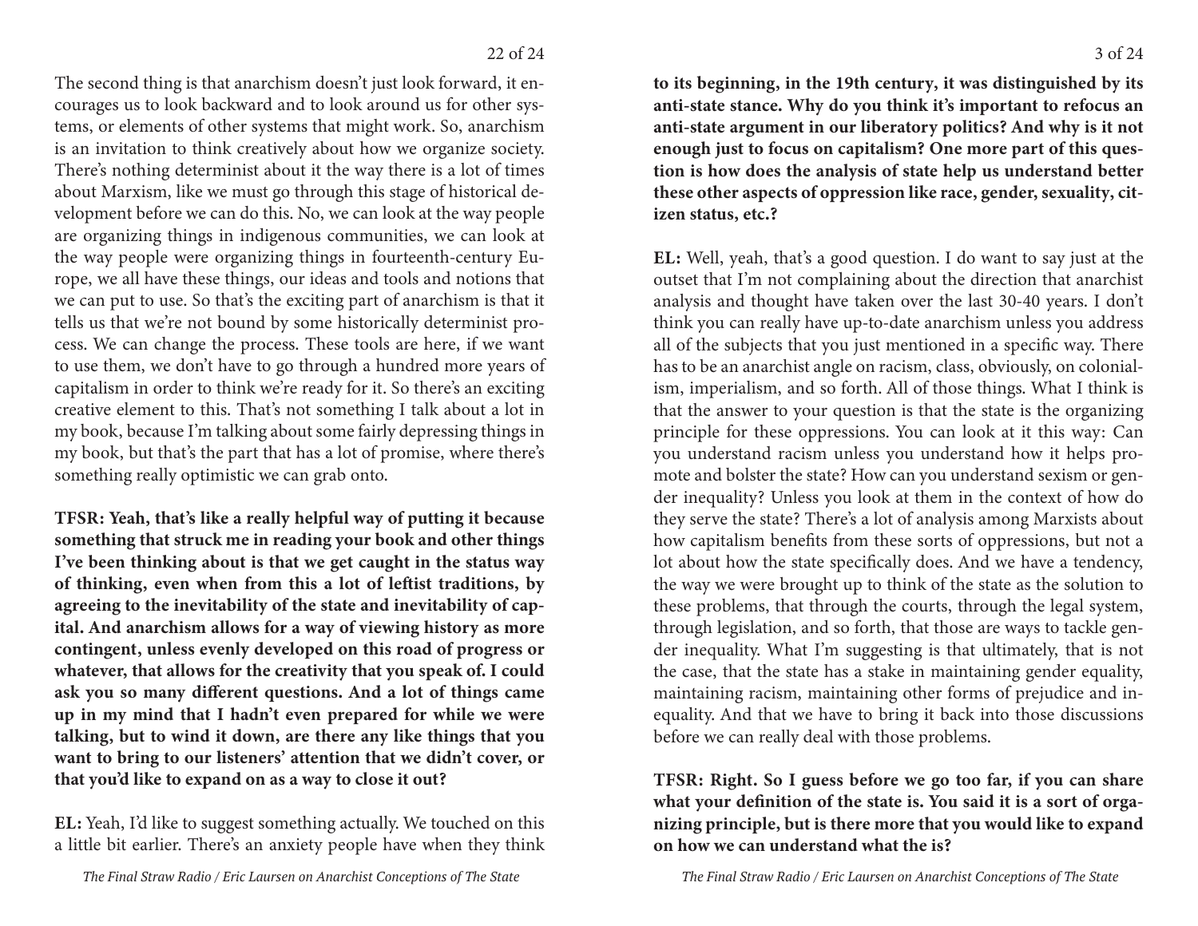The second thing is that anarchism doesn't just look forward, it encourages us to look backward and to look around us for other systems, or elements of other systems that might work. So, anarchism is an invitation to think creatively about how we organize society. There's nothing determinist about it the way there is a lot of times about Marxism, like we must go through this stage of historical development before we can do this. No, we can look at the way people are organizing things in indigenous communities, we can look at the way people were organizing things in fourteenth-century Europe, we all have these things, our ideas and tools and notions that we can put to use. So that's the exciting part of anarchism is that it tells us that we're not bound by some historically determinist process. We can change the process. These tools are here, if we want to use them, we don't have to go through a hundred more years of capitalism in order to think we're ready for it. So there's an exciting creative element to this. That's not something I talk about a lot in my book, because I'm talking about some fairly depressing things in my book, but that's the part that has a lot of promise, where there's something really optimistic we can grab onto.

**TFSR: Yeah, that's like a really helpful way of putting it because something that struck me in reading your book and other things I've been thinking about is that we get caught in the status way of thinking, even when from this a lot of leftist traditions, by agreeing to the inevitability of the state and inevitability of capital. And anarchism allows for a way of viewing history as more contingent, unless evenly developed on this road of progress or whatever, that allows for the creativity that you speak of. I could ask you so many different questions. And a lot of things came up in my mind that I hadn't even prepared for while we were talking, but to wind it down, are there any like things that you want to bring to our listeners' attention that we didn't cover, or that you'd like to expand on as a way to close it out?**

**EL:** Yeah, I'd like to suggest something actually. We touched on this a little bit earlier. There's an anxiety people have when they think

**to its beginning, in the 19th century, it was distinguished by its anti-state stance. Why do you think it's important to refocus an anti-state argument in our liberatory politics? And why is it not enough just to focus on capitalism? One more part of this question is how does the analysis of state help us understand better these other aspects of oppression like race, gender, sexuality, citizen status, etc.?**

**EL:** Well, yeah, that's a good question. I do want to say just at the outset that I'm not complaining about the direction that anarchist analysis and thought have taken over the last 30-40 years. I don't think you can really have up-to-date anarchism unless you address all of the subjects that you just mentioned in a specific way. There has to be an anarchist angle on racism, class, obviously, on colonialism, imperialism, and so forth. All of those things. What I think is that the answer to your question is that the state is the organizing principle for these oppressions. You can look at it this way: Can you understand racism unless you understand how it helps promote and bolster the state? How can you understand sexism or gender inequality? Unless you look at them in the context of how do they serve the state? There's a lot of analysis among Marxists about how capitalism benefits from these sorts of oppressions, but not a lot about how the state specifically does. And we have a tendency, the way we were brought up to think of the state as the solution to these problems, that through the courts, through the legal system, through legislation, and so forth, that those are ways to tackle gender inequality. What I'm suggesting is that ultimately, that is not the case, that the state has a stake in maintaining gender equality, maintaining racism, maintaining other forms of prejudice and inequality. And that we have to bring it back into those discussions before we can really deal with those problems.

**TFSR: Right. So I guess before we go too far, if you can share what your definition of the state is. You said it is a sort of organizing principle, but is there more that you would like to expand on how we can understand what the is?**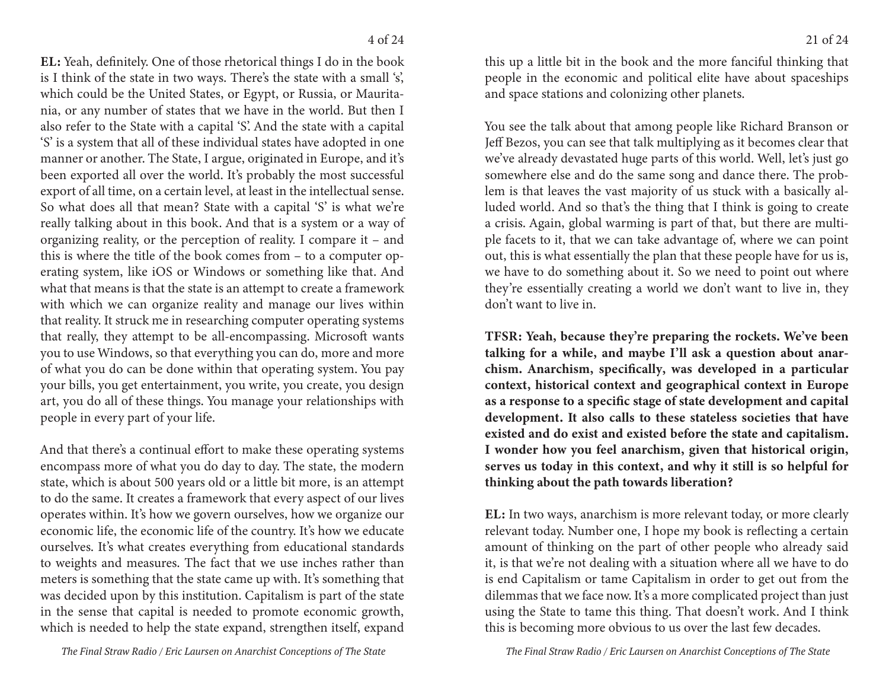**EL:** Yeah, definitely. One of those rhetorical things I do in the book is I think of the state in two ways. There's the state with a small 's', which could be the United States, or Egypt, or Russia, or Mauritania, or any number of states that we have in the world. But then I also refer to the State with a capital 'S'. And the state with a capital 'S' is a system that all of these individual states have adopted in one manner or another. The State, I argue, originated in Europe, and it's been exported all over the world. It's probably the most successful export of all time, on a certain level, at least in the intellectual sense. So what does all that mean? State with a capital 'S' is what we're really talking about in this book. And that is a system or a way of organizing reality, or the perception of reality. I compare it – and this is where the title of the book comes from – to a computer operating system, like iOS or Windows or something like that. And what that means is that the state is an attempt to create a framework with which we can organize reality and manage our lives within that reality. It struck me in researching computer operating systems that really, they attempt to be all-encompassing. Microsoft wants you to use Windows, so that everything you can do, more and more of what you do can be done within that operating system. You pay your bills, you get entertainment, you write, you create, you design art, you do all of these things. You manage your relationships with people in every part of your life.

And that there's a continual effort to make these operating systems encompass more of what you do day to day. The state, the modern state, which is about 500 years old or a little bit more, is an attempt to do the same. It creates a framework that every aspect of our lives operates within. It's how we govern ourselves, how we organize our economic life, the economic life of the country. It's how we educate ourselves. It's what creates everything from educational standards to weights and measures. The fact that we use inches rather than meters is something that the state came up with. It's something that was decided upon by this institution. Capitalism is part of the state in the sense that capital is needed to promote economic growth, which is needed to help the state expand, strengthen itself, expand

this up a little bit in the book and the more fanciful thinking that people in the economic and political elite have about spaceships and space stations and colonizing other planets.

You see the talk about that among people like Richard Branson or Jeff Bezos, you can see that talk multiplying as it becomes clear that we've already devastated huge parts of this world. Well, let's just go somewhere else and do the same song and dance there. The problem is that leaves the vast majority of us stuck with a basically alluded world. And so that's the thing that I think is going to create a crisis. Again, global warming is part of that, but there are multiple facets to it, that we can take advantage of, where we can point out, this is what essentially the plan that these people have for us is, we have to do something about it. So we need to point out where they're essentially creating a world we don't want to live in, they don't want to live in.

**TFSR: Yeah, because they're preparing the rockets. We've been talking for a while, and maybe I'll ask a question about anarchism. Anarchism, specifically, was developed in a particular context, historical context and geographical context in Europe as a response to a specific stage of state development and capital development. It also calls to these stateless societies that have existed and do exist and existed before the state and capitalism. I wonder how you feel anarchism, given that historical origin, serves us today in this context, and why it still is so helpful for thinking about the path towards liberation?**

**EL:** In two ways, anarchism is more relevant today, or more clearly relevant today. Number one, I hope my book is reflecting a certain amount of thinking on the part of other people who already said it, is that we're not dealing with a situation where all we have to do is end Capitalism or tame Capitalism in order to get out from the dilemmas that we face now. It's a more complicated project than just using the State to tame this thing. That doesn't work. And I think this is becoming more obvious to us over the last few decades.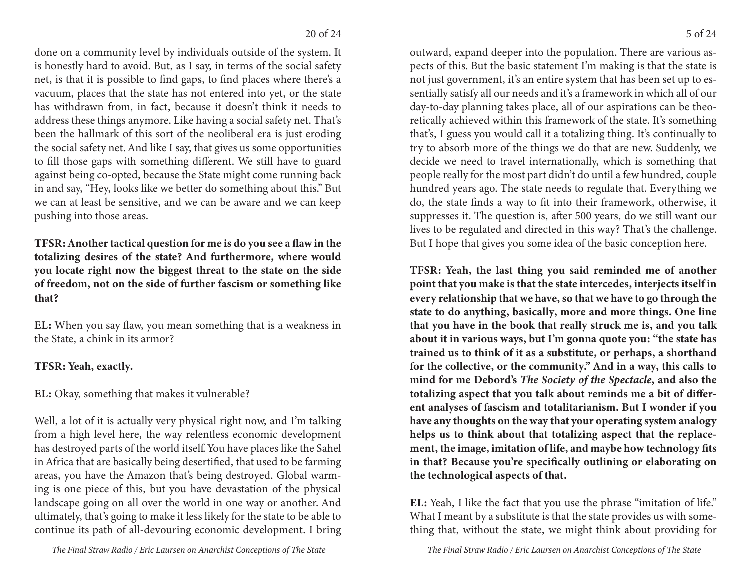done on a community level by individuals outside of the system. It is honestly hard to avoid. But, as I say, in terms of the social safety net, is that it is possible to find gaps, to find places where there's a vacuum, places that the state has not entered into yet, or the state has withdrawn from, in fact, because it doesn't think it needs to address these things anymore. Like having a social safety net. That's been the hallmark of this sort of the neoliberal era is just eroding the social safety net. And like I say, that gives us some opportunities to fill those gaps with something different. We still have to guard against being co-opted, because the State might come running back in and say, "Hey, looks like we better do something about this." But we can at least be sensitive, and we can be aware and we can keep pushing into those areas.

**TFSR: Another tactical question for me is do you see a flaw in the totalizing desires of the state? And furthermore, where would you locate right now the biggest threat to the state on the side of freedom, not on the side of further fascism or something like that?**

**EL:** When you say flaw, you mean something that is a weakness in the State, a chink in its armor?

**TFSR: Yeah, exactly.**

**EL:** Okay, something that makes it vulnerable?

Well, a lot of it is actually very physical right now, and I'm talking from a high level here, the way relentless economic development has destroyed parts of the world itself. You have places like the Sahel in Africa that are basically being desertified, that used to be farming areas, you have the Amazon that's being destroyed. Global warming is one piece of this, but you have devastation of the physical landscape going on all over the world in one way or another. And ultimately, that's going to make it less likely for the state to be able to continue its path of all-devouring economic development. I bring

outward, expand deeper into the population. There are various aspects of this. But the basic statement I'm making is that the state is not just government, it's an entire system that has been set up to essentially satisfy all our needs and it's a framework in which all of our day-to-day planning takes place, all of our aspirations can be theoretically achieved within this framework of the state. It's something that's, I guess you would call it a totalizing thing. It's continually to try to absorb more of the things we do that are new. Suddenly, we decide we need to travel internationally, which is something that people really for the most part didn't do until a few hundred, couple hundred years ago. The state needs to regulate that. Everything we do, the state finds a way to fit into their framework, otherwise, it suppresses it. The question is, after 500 years, do we still want our lives to be regulated and directed in this way? That's the challenge. But I hope that gives you some idea of the basic conception here.

**TFSR: Yeah, the last thing you said reminded me of another point that you make is that the state intercedes, interjects itself in every relationship that we have, so that we have to go through the state to do anything, basically, more and more things. One line that you have in the book that really struck me is, and you talk about it in various ways, but I'm gonna quote you: "the state has trained us to think of it as a substitute, or perhaps, a shorthand for the collective, or the community." And in a way, this calls to mind for me Debord's *The Society of the Spectacle*, and also the totalizing aspect that you talk about reminds me a bit of different analyses of fascism and totalitarianism. But I wonder if you have any thoughts on the way that your operating system analogy helps us to think about that totalizing aspect that the replacement, the image, imitation of life, and maybe how technology fits in that? Because you're specifically outlining or elaborating on the technological aspects of that.**

**EL:** Yeah, I like the fact that you use the phrase "imitation of life." What I meant by a substitute is that the state provides us with something that, without the state, we might think about providing for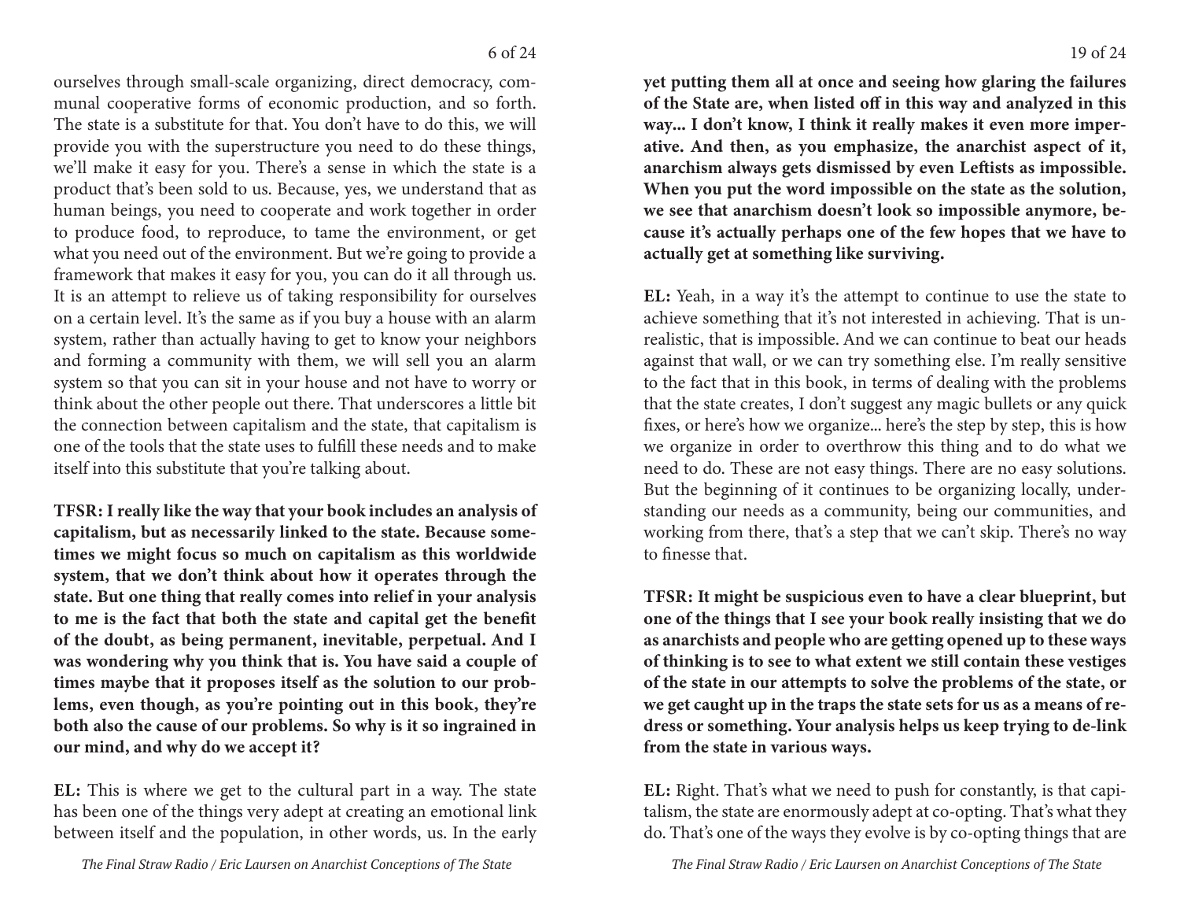ourselves through small-scale organizing, direct democracy, communal cooperative forms of economic production, and so forth. The state is a substitute for that. You don't have to do this, we will provide you with the superstructure you need to do these things, we'll make it easy for you. There's a sense in which the state is a product that's been sold to us. Because, yes, we understand that as human beings, you need to cooperate and work together in order to produce food, to reproduce, to tame the environment, or get what you need out of the environment. But we're going to provide a framework that makes it easy for you, you can do it all through us. It is an attempt to relieve us of taking responsibility for ourselves on a certain level. It's the same as if you buy a house with an alarm system, rather than actually having to get to know your neighbors and forming a community with them, we will sell you an alarm system so that you can sit in your house and not have to worry or think about the other people out there. That underscores a little bit the connection between capitalism and the state, that capitalism is one of the tools that the state uses to fulfill these needs and to make itself into this substitute that you're talking about.

**TFSR: I really like the way that your book includes an analysis of capitalism, but as necessarily linked to the state. Because sometimes we might focus so much on capitalism as this worldwide system, that we don't think about how it operates through the state. But one thing that really comes into relief in your analysis to me is the fact that both the state and capital get the benefit of the doubt, as being permanent, inevitable, perpetual. And I was wondering why you think that is. You have said a couple of times maybe that it proposes itself as the solution to our problems, even though, as you're pointing out in this book, they're both also the cause of our problems. So why is it so ingrained in our mind, and why do we accept it?**

**EL:** This is where we get to the cultural part in a way. The state has been one of the things very adept at creating an emotional link between itself and the population, in other words, us. In the early

**yet putting them all at once and seeing how glaring the failures of the State are, when listed off in this way and analyzed in this way... I don't know, I think it really makes it even more imperative. And then, as you emphasize, the anarchist aspect of it, anarchism always gets dismissed by even Leftists as impossible. When you put the word impossible on the state as the solution, we see that anarchism doesn't look so impossible anymore, because it's actually perhaps one of the few hopes that we have to actually get at something like surviving.**

**EL:** Yeah, in a way it's the attempt to continue to use the state to achieve something that it's not interested in achieving. That is unrealistic, that is impossible. And we can continue to beat our heads against that wall, or we can try something else. I'm really sensitive to the fact that in this book, in terms of dealing with the problems that the state creates, I don't suggest any magic bullets or any quick fixes, or here's how we organize... here's the step by step, this is how we organize in order to overthrow this thing and to do what we need to do. These are not easy things. There are no easy solutions. But the beginning of it continues to be organizing locally, understanding our needs as a community, being our communities, and working from there, that's a step that we can't skip. There's no way to finesse that.

**TFSR: It might be suspicious even to have a clear blueprint, but one of the things that I see your book really insisting that we do as anarchists and people who are getting opened up to these ways of thinking is to see to what extent we still contain these vestiges of the state in our attempts to solve the problems of the state, or we get caught up in the traps the state sets for us as a means of redress or something. Your analysis helps us keep trying to de-link from the state in various ways.**

**EL:** Right. That's what we need to push for constantly, is that capitalism, the state are enormously adept at co-opting. That's what they do. That's one of the ways they evolve is by co-opting things that are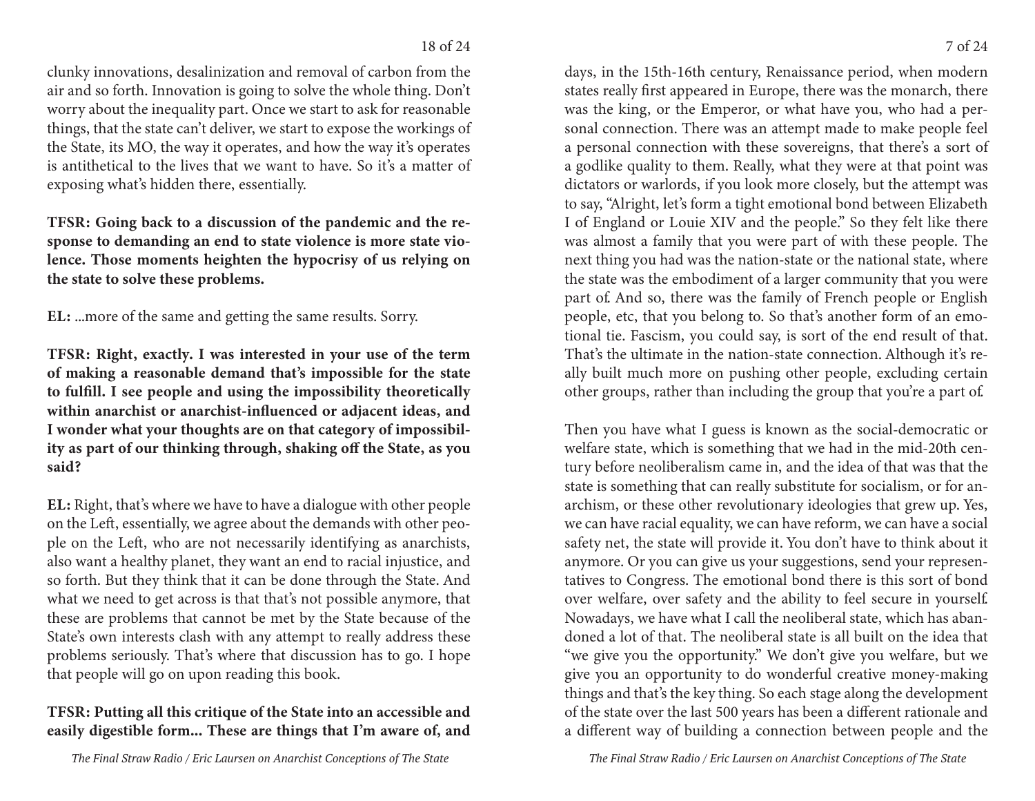clunky innovations, desalinization and removal of carbon from the air and so forth. Innovation is going to solve the whole thing. Don't worry about the inequality part. Once we start to ask for reasonable things, that the state can't deliver, we start to expose the workings of the State, its MO, the way it operates, and how the way it's operates is antithetical to the lives that we want to have. So it's a matter of exposing what's hidden there, essentially.

**TFSR: Going back to a discussion of the pandemic and the response to demanding an end to state violence is more state violence. Those moments heighten the hypocrisy of us relying on the state to solve these problems.**

**EL:** ...more of the same and getting the same results. Sorry.

**TFSR: Right, exactly. I was interested in your use of the term of making a reasonable demand that's impossible for the state to fulfill. I see people and using the impossibility theoretically within anarchist or anarchist-influenced or adjacent ideas, and I wonder what your thoughts are on that category of impossibility as part of our thinking through, shaking off the State, as you said?**

**EL:** Right, that's where we have to have a dialogue with other people on the Left, essentially, we agree about the demands with other people on the Left, who are not necessarily identifying as anarchists, also want a healthy planet, they want an end to racial injustice, and so forth. But they think that it can be done through the State. And what we need to get across is that that's not possible anymore, that these are problems that cannot be met by the State because of the State's own interests clash with any attempt to really address these problems seriously. That's where that discussion has to go. I hope that people will go on upon reading this book.

**TFSR: Putting all this critique of the State into an accessible and easily digestible form... These are things that I'm aware of, and**

days, in the 15th-16th century, Renaissance period, when modern states really first appeared in Europe, there was the monarch, there was the king, or the Emperor, or what have you, who had a personal connection. There was an attempt made to make people feel a personal connection with these sovereigns, that there's a sort of a godlike quality to them. Really, what they were at that point was dictators or warlords, if you look more closely, but the attempt was to say, "Alright, let's form a tight emotional bond between Elizabeth I of England or Louie XIV and the people." So they felt like there was almost a family that you were part of with these people. The next thing you had was the nation-state or the national state, where the state was the embodiment of a larger community that you were part of. And so, there was the family of French people or English people, etc, that you belong to. So that's another form of an emotional tie. Fascism, you could say, is sort of the end result of that. That's the ultimate in the nation-state connection. Although it's really built much more on pushing other people, excluding certain other groups, rather than including the group that you're a part of.

Then you have what I guess is known as the social-democratic or welfare state, which is something that we had in the mid-20th century before neoliberalism came in, and the idea of that was that the state is something that can really substitute for socialism, or for anarchism, or these other revolutionary ideologies that grew up. Yes, we can have racial equality, we can have reform, we can have a social safety net, the state will provide it. You don't have to think about it anymore. Or you can give us your suggestions, send your representatives to Congress. The emotional bond there is this sort of bond over welfare, over safety and the ability to feel secure in yourself. Nowadays, we have what I call the neoliberal state, which has abandoned a lot of that. The neoliberal state is all built on the idea that "we give you the opportunity." We don't give you welfare, but we give you an opportunity to do wonderful creative money-making things and that's the key thing. So each stage along the development of the state over the last 500 years has been a different rationale and a different way of building a connection between people and the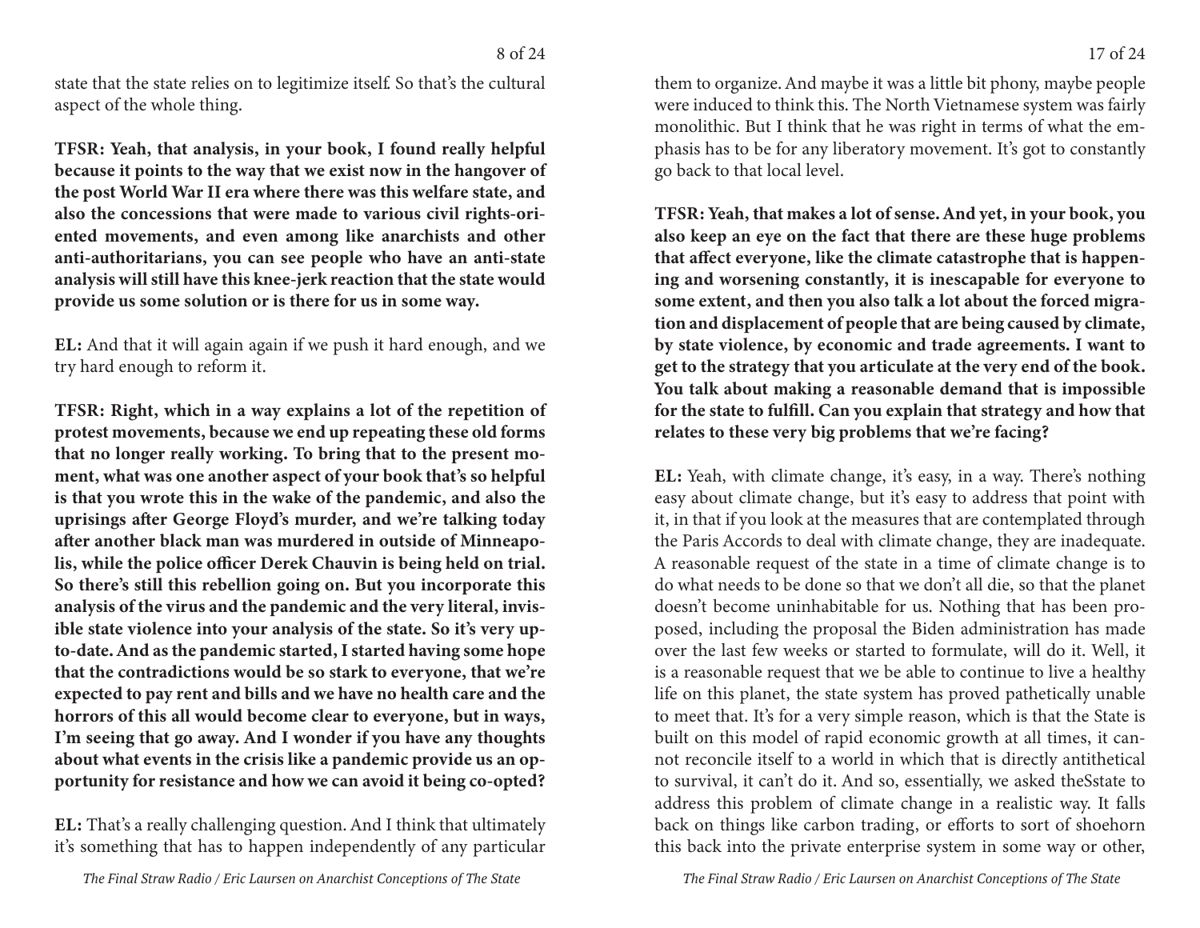state that the state relies on to legitimize itself. So that's the cultural aspect of the whole thing.

**TFSR: Yeah, that analysis, in your book, I found really helpful because it points to the way that we exist now in the hangover of the post World War II era where there was this welfare state, and also the concessions that were made to various civil rights-oriented movements, and even among like anarchists and other anti-authoritarians, you can see people who have an anti-state analysis will still have this knee-jerk reaction that the state would provide us some solution or is there for us in some way.**

**EL:** And that it will again again if we push it hard enough, and we try hard enough to reform it.

**TFSR: Right, which in a way explains a lot of the repetition of protest movements, because we end up repeating these old forms that no longer really working. To bring that to the present moment, what was one another aspect of your book that's so helpful is that you wrote this in the wake of the pandemic, and also the uprisings after George Floyd's murder, and we're talking today after another black man was murdered in outside of Minneapolis, while the police officer Derek Chauvin is being held on trial. So there's still this rebellion going on. But you incorporate this analysis of the virus and the pandemic and the very literal, invisible state violence into your analysis of the state. So it's very up-to-date. And as the pandemic started, I started having some hope that the contradictions would be so stark to everyone, that we're expected to pay rent and bills and we have no health care and the horrors of this all would become clear to everyone, but in ways, I'm seeing that go away. And I wonder if you have any thoughts about what events in the crisis like a pandemic provide us an opportunity for resistance and how we can avoid it being co-opted?**

**EL:** That's a really challenging question. And I think that ultimately it's something that has to happen independently of any particular

them to organize. And maybe it was a little bit phony, maybe people were induced to think this. The North Vietnamese system was fairly monolithic. But I think that he was right in terms of what the emphasis has to be for any liberatory movement. It's got to constantly go back to that local level.

**TFSR: Yeah, that makes a lot of sense. And yet, in your book, you also keep an eye on the fact that there are these huge problems that affect everyone, like the climate catastrophe that is happening and worsening constantly, it is inescapable for everyone to some extent, and then you also talk a lot about the forced migration and displacement of people that are being caused by climate, by state violence, by economic and trade agreements. I want to get to the strategy that you articulate at the very end of the book. You talk about making a reasonable demand that is impossible for the state to fulfill. Can you explain that strategy and how that relates to these very big problems that we're facing?**

**EL:** Yeah, with climate change, it's easy, in a way. There's nothing easy about climate change, but it's easy to address that point with it, in that if you look at the measures that are contemplated through the Paris Accords to deal with climate change, they are inadequate. A reasonable request of the state in a time of climate change is to do what needs to be done so that we don't all die, so that the planet doesn't become uninhabitable for us. Nothing that has been proposed, including the proposal the Biden administration has made over the last few weeks or started to formulate, will do it. Well, it is a reasonable request that we be able to continue to live a healthy life on this planet, the state system has proved pathetically unable to meet that. It's for a very simple reason, which is that the State is built on this model of rapid economic growth at all times, it cannot reconcile itself to a world in which that is directly antithetical to survival, it can't do it. And so, essentially, we asked theSstate to address this problem of climate change in a realistic way. It falls back on things like carbon trading, or efforts to sort of shoehorn this back into the private enterprise system in some way or other,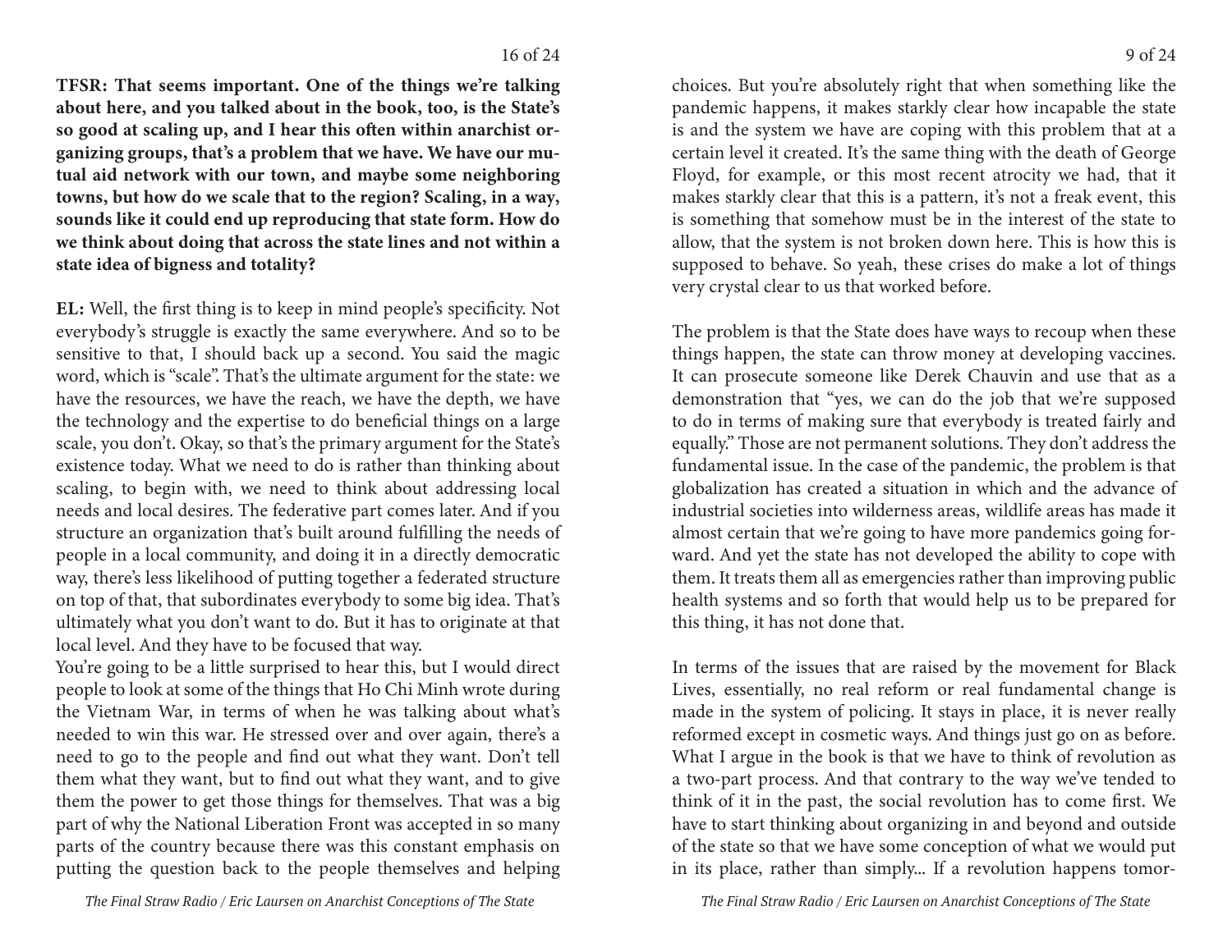**TFSR: That seems important. One of the things we're talking about here, and you talked about in the book, too, is the State's so good at scaling up, and I hear this often within anarchist organizing groups, that's a problem that we have. We have our mutual aid network with our town, and maybe some neighboring towns, but how do we scale that to the region? Scaling, in a way, sounds like it could end up reproducing that state form. How do we think about doing that across the state lines and not within a state idea of bigness and totality?**

**EL:** Well, the first thing is to keep in mind people's specificity. Not everybody's struggle is exactly the same everywhere. And so to be sensitive to that, I should back up a second. You said the magic word, which is "scale". That's the ultimate argument for the state: we have the resources, we have the reach, we have the depth, we have the technology and the expertise to do beneficial things on a large scale, you don't. Okay, so that's the primary argument for the State's existence today. What we need to do is rather than thinking about scaling, to begin with, we need to think about addressing local needs and local desires. The federative part comes later. And if you structure an organization that's built around fulfilling the needs of people in a local community, and doing it in a directly democratic way, there's less likelihood of putting together a federated structure on top of that, that subordinates everybody to some big idea. That's ultimately what you don't want to do. But it has to originate at that local level. And they have to be focused that way.

You're going to be a little surprised to hear this, but I would direct people to look at some of the things that Ho Chi Minh wrote during the Vietnam War, in terms of when he was talking about what's needed to win this war. He stressed over and over again, there's a need to go to the people and find out what they want. Don't tell them what they want, but to find out what they want, and to give them the power to get those things for themselves. That was a big part of why the National Liberation Front was accepted in so many parts of the country because there was this constant emphasis on putting the question back to the people themselves and helping

choices. But you're absolutely right that when something like the pandemic happens, it makes starkly clear how incapable the state is and the system we have are coping with this problem that at a certain level it created. It's the same thing with the death of George Floyd, for example, or this most recent atrocity we had, that it makes starkly clear that this is a pattern, it's not a freak event, this is something that somehow must be in the interest of the state to allow, that the system is not broken down here. This is how this is supposed to behave. So yeah, these crises do make a lot of things very crystal clear to us that worked before.

The problem is that the State does have ways to recoup when these things happen, the state can throw money at developing vaccines. It can prosecute someone like Derek Chauvin and use that as a demonstration that "yes, we can do the job that we're supposed to do in terms of making sure that everybody is treated fairly and equally." Those are not permanent solutions. They don't address the fundamental issue. In the case of the pandemic, the problem is that globalization has created a situation in which and the advance of industrial societies into wilderness areas, wildlife areas has made it almost certain that we're going to have more pandemics going forward. And yet the state has not developed the ability to cope with them. It treats them all as emergencies rather than improving public health systems and so forth that would help us to be prepared for this thing, it has not done that.

In terms of the issues that are raised by the movement for Black Lives, essentially, no real reform or real fundamental change is made in the system of policing. It stays in place, it is never really reformed except in cosmetic ways. And things just go on as before. What I argue in the book is that we have to think of revolution as a two-part process. And that contrary to the way we've tended to think of it in the past, the social revolution has to come first. We have to start thinking about organizing in and beyond and outside of the state so that we have some conception of what we would put in its place, rather than simply... If a revolution happens tomor-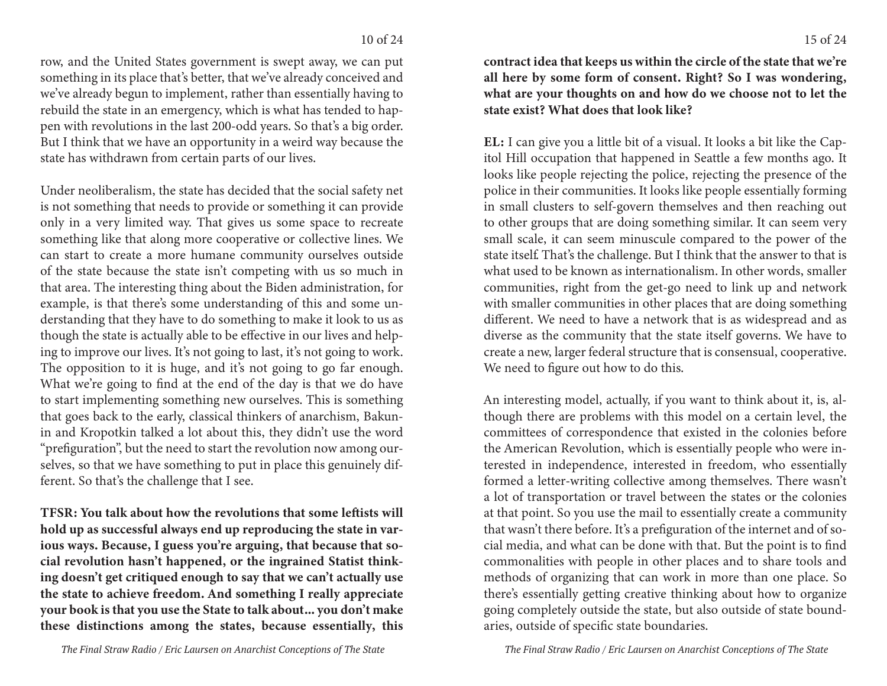row, and the United States government is swept away, we can put something in its place that's better, that we've already conceived and we've already begun to implement, rather than essentially having to rebuild the state in an emergency, which is what has tended to happen with revolutions in the last 200-odd years. So that's a big order. But I think that we have an opportunity in a weird way because the state has withdrawn from certain parts of our lives.

Under neoliberalism, the state has decided that the social safety net is not something that needs to provide or something it can provide only in a very limited way. That gives us some space to recreate something like that along more cooperative or collective lines. We can start to create a more humane community ourselves outside of the state because the state isn't competing with us so much in that area. The interesting thing about the Biden administration, for example, is that there's some understanding of this and some understanding that they have to do something to make it look to us as though the state is actually able to be effective in our lives and helping to improve our lives. It's not going to last, it's not going to work. The opposition to it is huge, and it's not going to go far enough. What we're going to find at the end of the day is that we do have to start implementing something new ourselves. This is something that goes back to the early, classical thinkers of anarchism, Bakunin and Kropotkin talked a lot about this, they didn't use the word "prefiguration", but the need to start the revolution now among ourselves, so that we have something to put in place this genuinely different. So that's the challenge that I see.

**TFSR: You talk about how the revolutions that some leftists will hold up as successful always end up reproducing the state in various ways. Because, I guess you're arguing, that because that social revolution hasn't happened, or the ingrained Statist thinking doesn't get critiqued enough to say that we can't actually use the state to achieve freedom. And something I really appreciate your book is that you use the State to talk about... you don't make these distinctions among the states, because essentially, this contract idea that keeps us within the circle of the state that we're all here by some form of consent. Right? So I was wondering, what are your thoughts on and how do we choose not to let the state exist? What does that look like?**

**EL:** I can give you a little bit of a visual. It looks a bit like the Capitol Hill occupation that happened in Seattle a few months ago. It looks like people rejecting the police, rejecting the presence of the police in their communities. It looks like people essentially forming in small clusters to self-govern themselves and then reaching out to other groups that are doing something similar. It can seem very small scale, it can seem minuscule compared to the power of the state itself. That's the challenge. But I think that the answer to that is what used to be known as internationalism. In other words, smaller communities, right from the get-go need to link up and network with smaller communities in other places that are doing something different. We need to have a network that is as widespread and as diverse as the community that the state itself governs. We have to create a new, larger federal structure that is consensual, cooperative. We need to figure out how to do this.

An interesting model, actually, if you want to think about it, is, although there are problems with this model on a certain level, the committees of correspondence that existed in the colonies before the American Revolution, which is essentially people who were interested in independence, interested in freedom, who essentially formed a letter-writing collective among themselves. There wasn't a lot of transportation or travel between the states or the colonies at that point. So you use the mail to essentially create a community that wasn't there before. It's a prefiguration of the internet and of social media, and what can be done with that. But the point is to find commonalities with people in other places and to share tools and methods of organizing that can work in more than one place. So there's essentially getting creative thinking about how to organize going completely outside the state, but also outside of state boundaries, outside of specific state boundaries.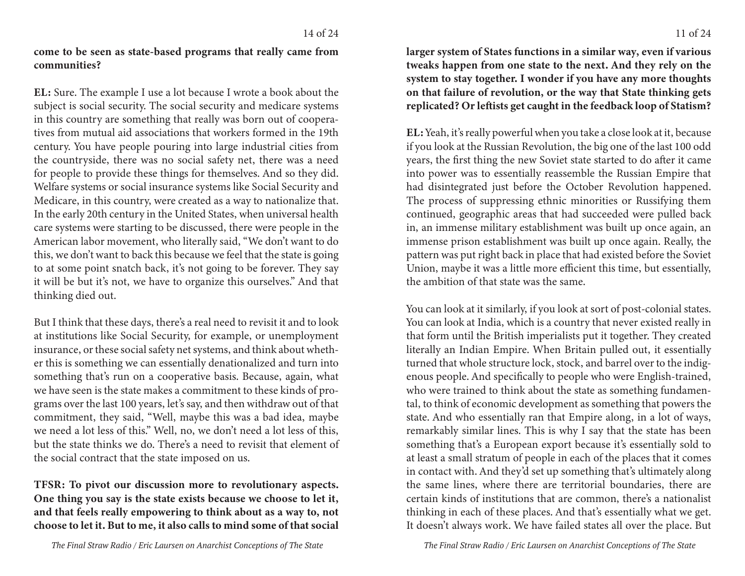**come to be seen as state-based programs that really came from communities?**

**EL:** Sure. The example I use a lot because I wrote a book about the subject is social security. The social security and medicare systems in this country are something that really was born out of cooperatives from mutual aid associations that workers formed in the 19th century. You have people pouring into large industrial cities from the countryside, there was no social safety net, there was a need for people to provide these things for themselves. And so they did. Welfare systems or social insurance systems like Social Security and Medicare, in this country, were created as a way to nationalize that. In the early 20th century in the United States, when universal health care systems were starting to be discussed, there were people in the American labor movement, who literally said, "We don't want to do this, we don't want to back this because we feel that the state is going to at some point snatch back, it's not going to be forever. They say it will be but it's not, we have to organize this ourselves." And that thinking died out.

But I think that these days, there's a real need to revisit it and to look at institutions like Social Security, for example, or unemployment insurance, or these social safety net systems, and think about whether this is something we can essentially denationalized and turn into something that's run on a cooperative basis. Because, again, what we have seen is the state makes a commitment to these kinds of programs over the last 100 years, let's say, and then withdraw out of that commitment, they said, "Well, maybe this was a bad idea, maybe we need a lot less of this." Well, no, we don't need a lot less of this, but the state thinks we do. There's a need to revisit that element of the social contract that the state imposed on us.

**TFSR: To pivot our discussion more to revolutionary aspects. One thing you say is the state exists because we choose to let it, and that feels really empowering to think about as a way to, not choose to let it. But to me, it also calls to mind some of that social larger system of States functions in a similar way, even if various tweaks happen from one state to the next. And they rely on the system to stay together. I wonder if you have any more thoughts on that failure of revolution, or the way that State thinking gets replicated? Or leftists get caught in the feedback loop of Statism?**

**EL:** Yeah, it's really powerful when you take a close look at it, because if you look at the Russian Revolution, the big one of the last 100 odd years, the first thing the new Soviet state started to do after it came into power was to essentially reassemble the Russian Empire that had disintegrated just before the October Revolution happened. The process of suppressing ethnic minorities or Russifying them continued, geographic areas that had succeeded were pulled back in, an immense military establishment was built up once again, an immense prison establishment was built up once again. Really, the pattern was put right back in place that had existed before the Soviet Union, maybe it was a little more efficient this time, but essentially, the ambition of that state was the same.

You can look at it similarly, if you look at sort of post-colonial states. You can look at India, which is a country that never existed really in that form until the British imperialists put it together. They created literally an Indian Empire. When Britain pulled out, it essentially turned that whole structure lock, stock, and barrel over to the indigenous people. And specifically to people who were English-trained, who were trained to think about the state as something fundamental, to think of economic development as something that powers the state. And who essentially ran that Empire along, in a lot of ways, remarkably similar lines. This is why I say that the state has been something that's a European export because it's essentially sold to at least a small stratum of people in each of the places that it comes in contact with. And they'd set up something that's ultimately along the same lines, where there are territorial boundaries, there are certain kinds of institutions that are common, there's a nationalist thinking in each of these places. And that's essentially what we get. It doesn't always work. We have failed states all over the place. But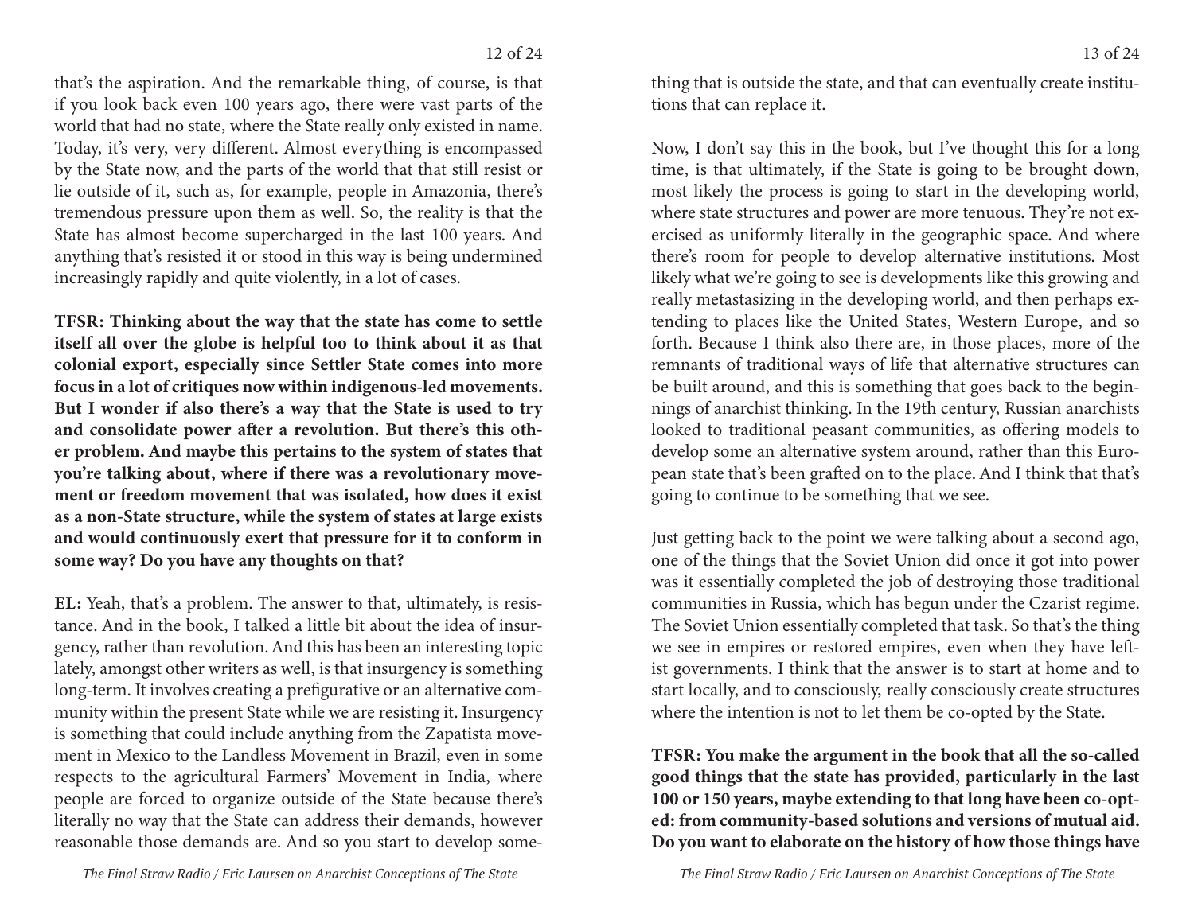that's the aspiration. And the remarkable thing, of course, is that if you look back even 100 years ago, there were vast parts of the world that had no state, where the State really only existed in name. Today, it's very, very different. Almost everything is encompassed by the State now, and the parts of the world that that still resist or lie outside of it, such as, for example, people in Amazonia, there's tremendous pressure upon them as well. So, the reality is that the State has almost become supercharged in the last 100 years. And anything that's resisted it or stood in this way is being undermined increasingly rapidly and quite violently, in a lot of cases.

**TFSR: Thinking about the way that the state has come to settle itself all over the globe is helpful too to think about it as that colonial export, especially since Settler State comes into more focus in a lot of critiques now within indigenous-led movements. But I wonder if also there's a way that the State is used to try and consolidate power after a revolution. But there's this other problem. And maybe this pertains to the system of states that you're talking about, where if there was a revolutionary movement or freedom movement that was isolated, how does it exist as a non-State structure, while the system of states at large exists and would continuously exert that pressure for it to conform in some way? Do you have any thoughts on that?**

**EL:** Yeah, that's a problem. The answer to that, ultimately, is resistance. And in the book, I talked a little bit about the idea of insurgency, rather than revolution. And this has been an interesting topic lately, amongst other writers as well, is that insurgency is something long-term. It involves creating a prefigurative or an alternative community within the present State while we are resisting it. Insurgency is something that could include anything from the Zapatista movement in Mexico to the Landless Movement in Brazil, even in some respects to the agricultural Farmers' Movement in India, where people are forced to organize outside of the State because there's literally no way that the State can address their demands, however reasonable those demands are. And so you start to develop something that is outside the state, and that can eventually create institutions that can replace it.

Now, I don't say this in the book, but I've thought this for a long time, is that ultimately, if the State is going to be brought down, most likely the process is going to start in the developing world, where state structures and power are more tenuous. They're not exercised as uniformly literally in the geographic space. And where there's room for people to develop alternative institutions. Most likely what we're going to see is developments like this growing and really metastasizing in the developing world, and then perhaps extending to places like the United States, Western Europe, and so forth. Because I think also there are, in those places, more of the remnants of traditional ways of life that alternative structures can be built around, and this is something that goes back to the beginnings of anarchist thinking. In the 19th century, Russian anarchists looked to traditional peasant communities, as offering models to develop some an alternative system around, rather than this European state that's been grafted on to the place. And I think that that's going to continue to be something that we see.

Just getting back to the point we were talking about a second ago, one of the things that the Soviet Union did once it got into power was it essentially completed the job of destroying those traditional communities in Russia, which has begun under the Czarist regime. The Soviet Union essentially completed that task. So that's the thing we see in empires or restored empires, even when they have leftist governments. I think that the answer is to start at home and to start locally, and to consciously, really consciously create structures where the intention is not to let them be co-opted by the State.

**TFSR: You make the argument in the book that all the so-called good things that the state has provided, particularly in the last 100 or 150 years, maybe extending to that long have been co-opted: from community-based solutions and versions of mutual aid. Do you want to elaborate on the history of how those things have**